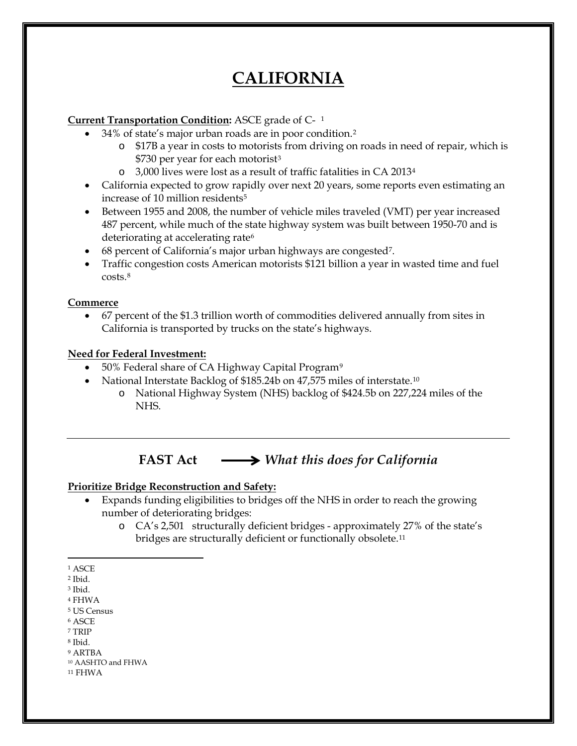# CALIFORNIA

**Current Transportation Condition:** ASCE grade of C- [1]

- 34% of state's major urban roads are in poor condition.[2]
  - $17B a year in costs to motorists from driving on roads in need of repair, which is $730 per year for each motorist[3]
  - 3,000 lives were lost as a result of traffic fatalities in CA 2013[4]
- California expected to grow rapidly over next 20 years, some reports even estimating an increase of 10 million residents[5]
- Between 1955 and 2008, the number of vehicle miles traveled (VMT) per year increased 487 percent, while much of the state highway system was built between 1950-70 and is deteriorating at accelerating rate[6]
- 68 percent of California's major urban highways are congested[7].
- Traffic congestion costs American motorists $121 billion a year in wasted time and fuel costs.[8]

**Commerce**

- 67 percent of the $1.3 trillion worth of commodities delivered annually from sites in California is transported by trucks on the state's highways.

**Need for Federal Investment:**

- 50% Federal share of CA Highway Capital Program[9]
- National Interstate Backlog of $185.24b on 47,575 miles of interstate.[10]
  - National Highway System (NHS) backlog of $424.5b on 227,224 miles of the NHS.

---

## FAST Act ⟶ *What this does for California*

**Prioritize Bridge Reconstruction and Safety:**

- Expands funding eligibilities to bridges off the NHS in order to reach the growing number of deteriorating bridges:
  - CA's 2,501 structurally deficient bridges - approximately 27% of the state's bridges are structurally deficient or functionally obsolete.[11]

---

[1] ASCE
[2] Ibid.
[3] Ibid.
[4] FHWA
[5] US Census
[6] ASCE
[7] TRIP
[8] Ibid.
[9] ARTBA
[10] AASHTO and FHWA
[11] FHWA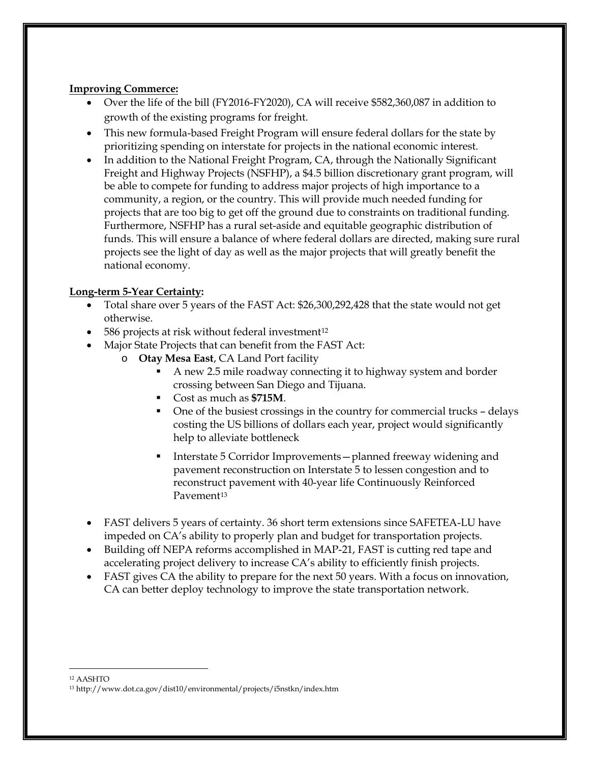**Improving Commerce:**

- Over the life of the bill (FY2016-FY2020), CA will receive $582,360,087 in addition to growth of the existing programs for freight.
- This new formula-based Freight Program will ensure federal dollars for the state by prioritizing spending on interstate for projects in the national economic interest.
- In addition to the National Freight Program, CA, through the Nationally Significant Freight and Highway Projects (NSFHP), a $4.5 billion discretionary grant program, will be able to compete for funding to address major projects of high importance to a community, a region, or the country. This will provide much needed funding for projects that are too big to get off the ground due to constraints on traditional funding. Furthermore, NSFHP has a rural set-aside and equitable geographic distribution of funds. This will ensure a balance of where federal dollars are directed, making sure rural projects see the light of day as well as the major projects that will greatly benefit the national economy.

**Long-term 5-Year Certainty:**

- Total share over 5 years of the FAST Act: $26,300,292,428 that the state would not get otherwise.
- 586 projects at risk without federal investment[12]
- Major State Projects that can benefit from the FAST Act:
  - **Otay Mesa East**, CA Land Port facility
    - A new 2.5 mile roadway connecting it to highway system and border crossing between San Diego and Tijuana.
    - Cost as much as **$715M**.
    - One of the busiest crossings in the country for commercial trucks – delays costing the US billions of dollars each year, project would significantly help to alleviate bottleneck
    - Interstate 5 Corridor Improvements—planned freeway widening and pavement reconstruction on Interstate 5 to lessen congestion and to reconstruct pavement with 40-year life Continuously Reinforced Pavement[13]
- FAST delivers 5 years of certainty. 36 short term extensions since SAFETEA-LU have impeded on CA's ability to properly plan and budget for transportation projects.
- Building off NEPA reforms accomplished in MAP-21, FAST is cutting red tape and accelerating project delivery to increase CA's ability to efficiently finish projects.
- FAST gives CA the ability to prepare for the next 50 years. With a focus on innovation, CA can better deploy technology to improve the state transportation network.

---

[12] AASHTO

[13] http://www.dot.ca.gov/dist10/environmental/projects/i5nstkn/index.htm